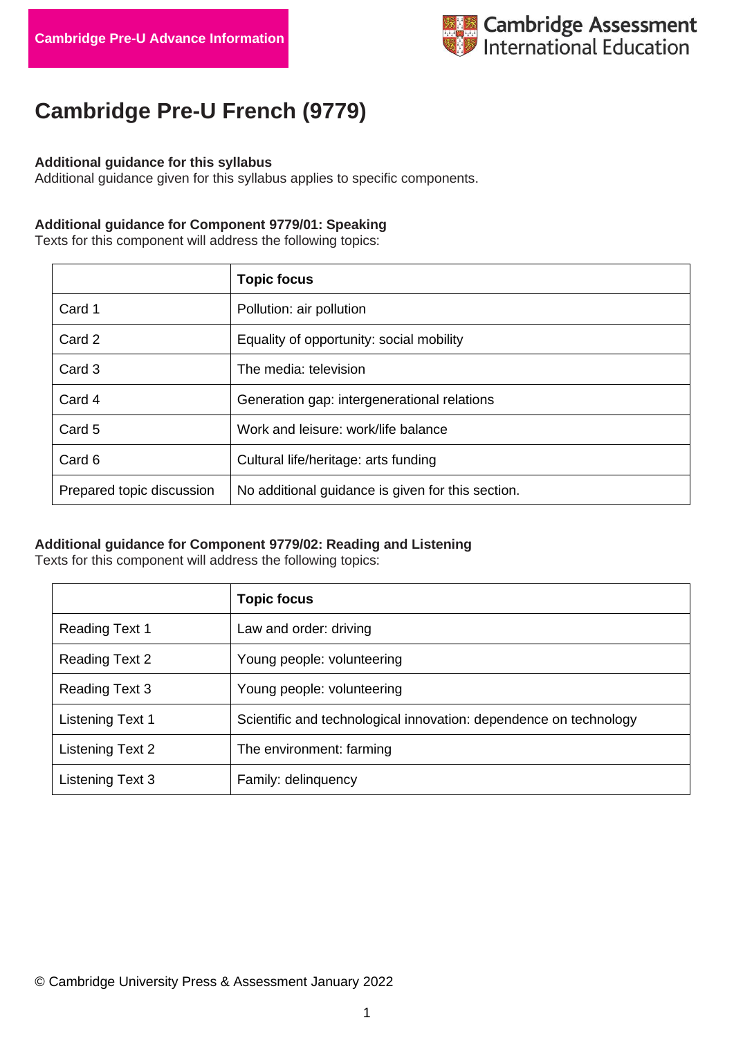Cambridge Pre-U Advance Information

Cambridge Assessment International Education

# Cambridge Pre-U French (9779)

**Additional guidance for this syllabus**
Additional guidance given for this syllabus applies to specific components.

**Additional guidance for Component 9779/01: Speaking**
Texts for this component will address the following topics:

| | **Topic focus** |
|---|---|
| Card 1 | Pollution: air pollution |
| Card 2 | Equality of opportunity: social mobility |
| Card 3 | The media: television |
| Card 4 | Generation gap: intergenerational relations |
| Card 5 | Work and leisure: work/life balance |
| Card 6 | Cultural life/heritage: arts funding |
| Prepared topic discussion | No additional guidance is given for this section. |

**Additional guidance for Component 9779/02: Reading and Listening**
Texts for this component will address the following topics:

| | **Topic focus** |
|---|---|
| Reading Text 1 | Law and order: driving |
| Reading Text 2 | Young people: volunteering |
| Reading Text 3 | Young people: volunteering |
| Listening Text 1 | Scientific and technological innovation: dependence on technology |
| Listening Text 2 | The environment: farming |
| Listening Text 3 | Family: delinquency |

© Cambridge University Press & Assessment January 2022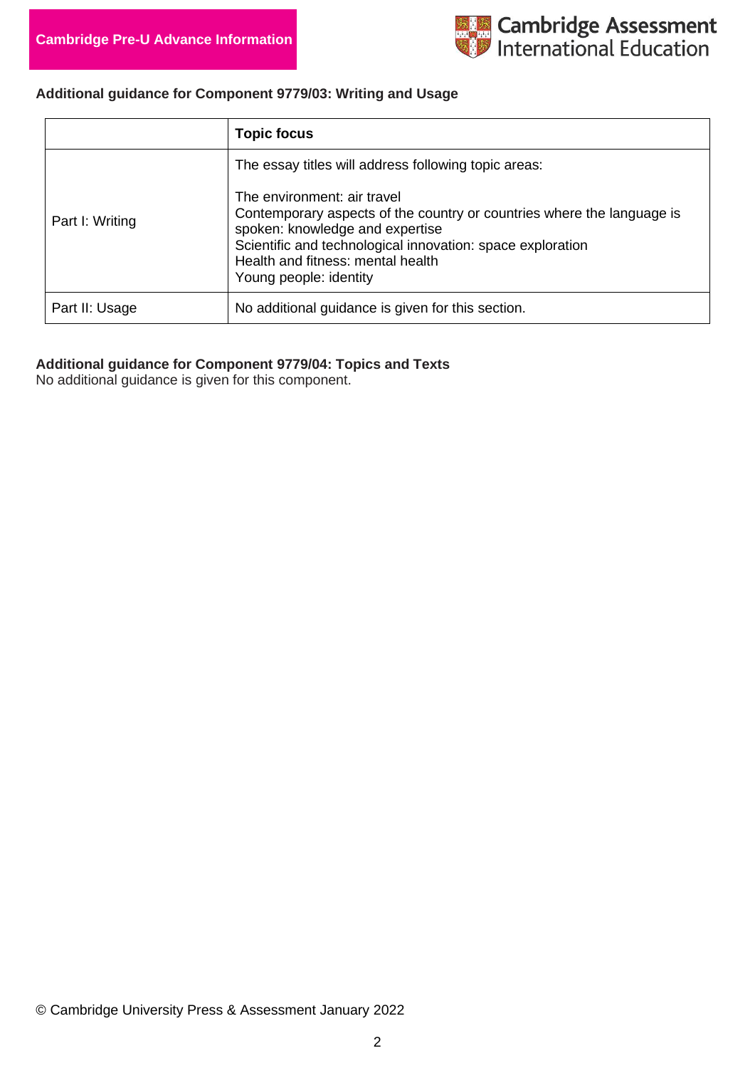**Additional guidance for Component 9779/03: Writing and Usage**

| | Topic focus |
|---|---|
| Part I: Writing | The essay titles will address following topic areas:<br><br>The environment: air travel<br>Contemporary aspects of the country or countries where the language is spoken: knowledge and expertise<br>Scientific and technological innovation: space exploration<br>Health and fitness: mental health<br>Young people: identity |
| Part II: Usage | No additional guidance is given for this section. |

**Additional guidance for Component 9779/04: Topics and Texts**

No additional guidance is given for this component.

© Cambridge University Press & Assessment January 2022